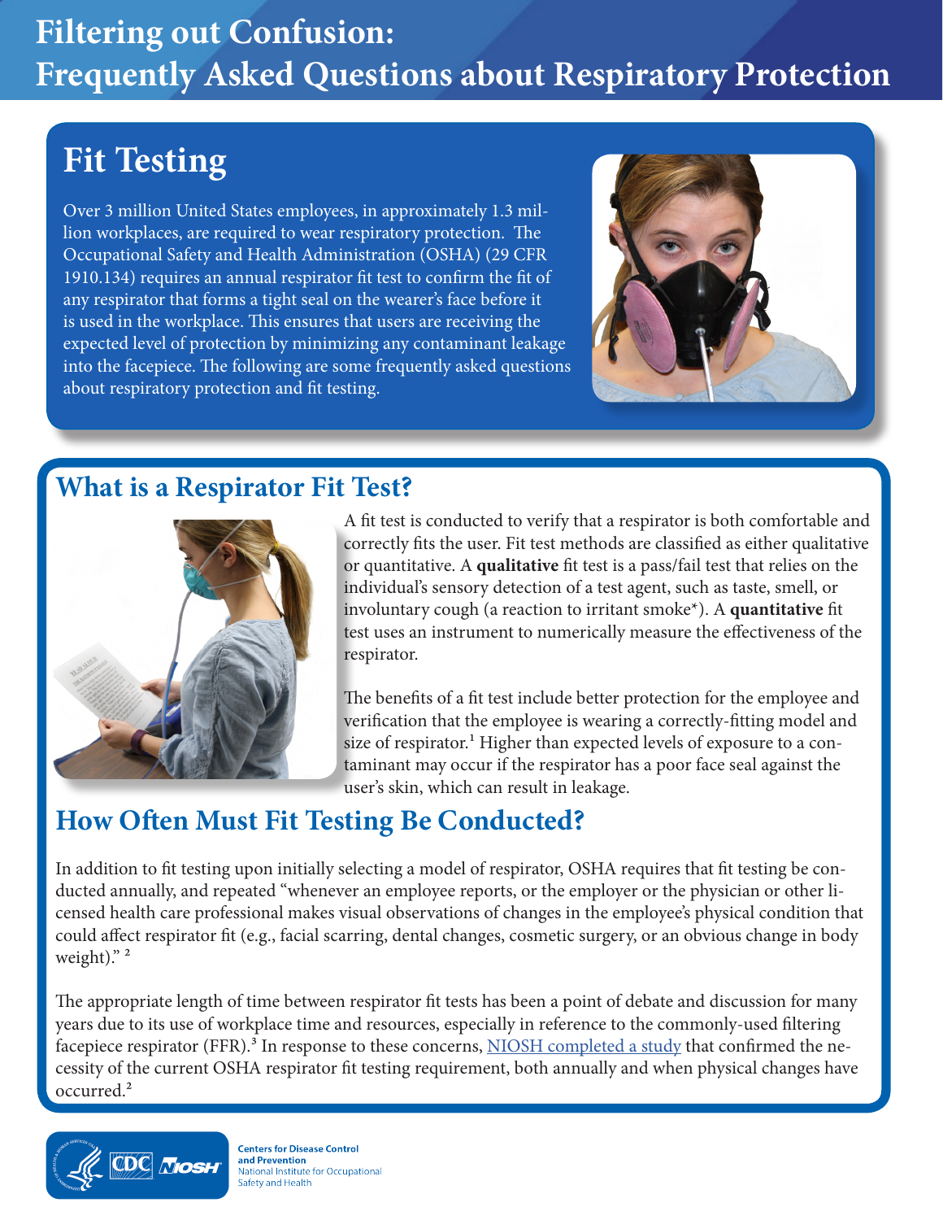# Filtering out Confusion: Frequently Asked Questions about Respiratory Protection

## Fit Testing

Over 3 million United States employees, in approximately 1.3 million workplaces, are required to wear respiratory protection. The Occupational Safety and Health Administration (OSHA) (29 CFR 1910.134) requires an annual respirator fit test to confirm the fit of any respirator that forms a tight seal on the wearer's face before it is used in the workplace. This ensures that users are receiving the expected level of protection by minimizing any contaminant leakage into the facepiece. The following are some frequently asked questions about respiratory protection and fit testing.

## What is a Respirator Fit Test?

A fit test is conducted to verify that a respirator is both comfortable and correctly fits the user. Fit test methods are classified as either qualitative or quantitative. A **qualitative** fit test is a pass/fail test that relies on the individual's sensory detection of a test agent, such as taste, smell, or involuntary cough (a reaction to irritant smoke*). A **quantitative** fit test uses an instrument to numerically measure the effectiveness of the respirator.

The benefits of a fit test include better protection for the employee and verification that the employee is wearing a correctly-fitting model and size of respirator.[1] Higher than expected levels of exposure to a contaminant may occur if the respirator has a poor face seal against the user's skin, which can result in leakage.

## How Often Must Fit Testing Be Conducted?

In addition to fit testing upon initially selecting a model of respirator, OSHA requires that fit testing be conducted annually, and repeated "whenever an employee reports, or the employer or the physician or other licensed health care professional makes visual observations of changes in the employee's physical condition that could affect respirator fit (e.g., facial scarring, dental changes, cosmetic surgery, or an obvious change in body weight)." [2]

The appropriate length of time between respirator fit tests has been a point of debate and discussion for many years due to its use of workplace time and resources, especially in reference to the commonly-used filtering facepiece respirator (FFR).[3] In response to these concerns, NIOSH completed a study that confirmed the necessity of the current OSHA respirator fit testing requirement, both annually and when physical changes have occurred.[2]

Centers for Disease Control and Prevention
National Institute for Occupational Safety and Health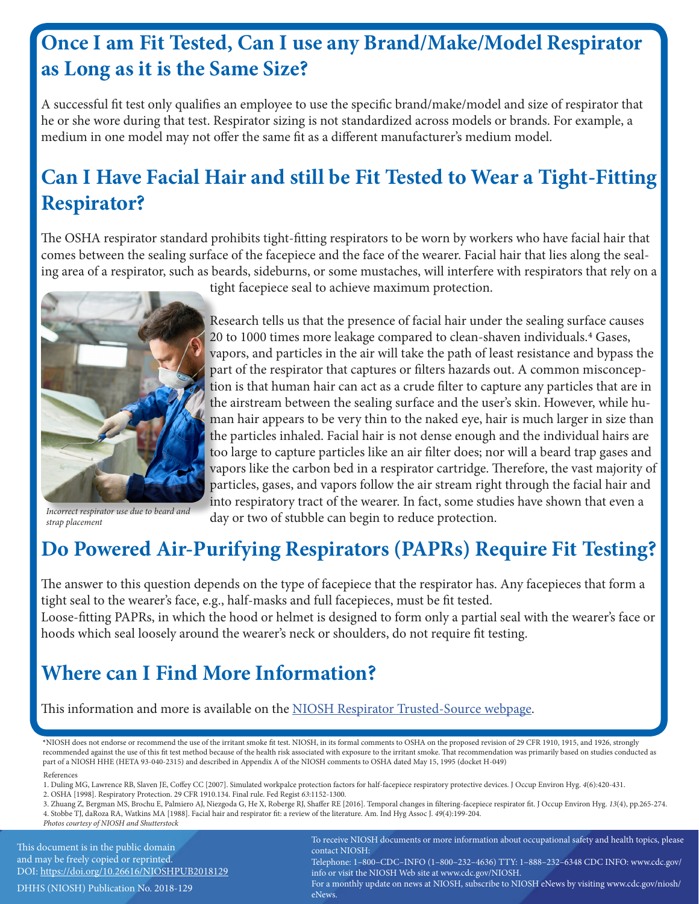## Once I am Fit Tested, Can I use any Brand/Make/Model Respirator as Long as it is the Same Size?

A successful fit test only qualifies an employee to use the specific brand/make/model and size of respirator that he or she wore during that test. Respirator sizing is not standardized across models or brands. For example, a medium in one model may not offer the same fit as a different manufacturer's medium model.

## Can I Have Facial Hair and still be Fit Tested to Wear a Tight-Fitting Respirator?

The OSHA respirator standard prohibits tight-fitting respirators to be worn by workers who have facial hair that comes between the sealing surface of the facepiece and the face of the wearer. Facial hair that lies along the sealing area of a respirator, such as beards, sideburns, or some mustaches, will interfere with respirators that rely on a tight facepiece seal to achieve maximum protection.

*Incorrect respirator use due to beard and strap placement*

Research tells us that the presence of facial hair under the sealing surface causes 20 to 1000 times more leakage compared to clean-shaven individuals.[4] Gases, vapors, and particles in the air will take the path of least resistance and bypass the part of the respirator that captures or filters hazards out. A common misconception is that human hair can act as a crude filter to capture any particles that are in the airstream between the sealing surface and the user's skin. However, while human hair appears to be very thin to the naked eye, hair is much larger in size than the particles inhaled. Facial hair is not dense enough and the individual hairs are too large to capture particles like an air filter does; nor will a beard trap gases and vapors like the carbon bed in a respirator cartridge. Therefore, the vast majority of particles, gases, and vapors follow the air stream right through the facial hair and into respiratory tract of the wearer. In fact, some studies have shown that even a day or two of stubble can begin to reduce protection.

## Do Powered Air-Purifying Respirators (PAPRs) Require Fit Testing?

The answer to this question depends on the type of facepiece that the respirator has. Any facepieces that form a tight seal to the wearer's face, e.g., half-masks and full facepieces, must be fit tested.

Loose-fitting PAPRs, in which the hood or helmet is designed to form only a partial seal with the wearer's face or hoods which seal loosely around the wearer's neck or shoulders, do not require fit testing.

## Where can I Find More Information?

This information and more is available on the [NIOSH Respirator Trusted-Source webpage](#).

*NIOSH does not endorse or recommend the use of the irritant smoke fit test. NIOSH, in its formal comments to OSHA on the proposed revision of 29 CFR 1910, 1915, and 1926, strongly recommended against the use of this fit test method because of the health risk associated with exposure to the irritant smoke. That recommendation was primarily based on studies conducted as part of a NIOSH HHE (HETA 93-040-2315) and described in Appendix A of the NIOSH comments to OSHA dated May 15, 1995 (docket H-049)

References

1. Duling MG, Lawrence RB, Slaven JE, Coffey CC [2007]. Simulated workpalce protection factors for half-facepiece respiratory protective devices. J Occup Environ Hyg. *4*(6):420-431.
2. OSHA [1998]. Respiratory Protection. 29 CFR 1910.134. Final rule. Fed Regist *63*:1152-1300.
3. Zhuang Z, Bergman MS, Brochu E, Palmiero AJ, Niezgoda G, He X, Roberge RJ, Shaffer RE [2016]. Temporal changes in filtering-facepiece respirator fit. J Occup Environ Hyg. *13*(4), pp.265-274.
4. Stobbe TJ, daRoza RA, Watkins MA [1988]. Facial hair and respirator fit: a review of the literature. Am. Ind Hyg Assoc J. *49*(4):199-204.

*Photos courtesy of NIOSH and Shutterstock*

This document is in the public domain and may be freely copied or reprinted.
DOI: https://doi.org/10.26616/NIOSHPUB2018129

DHHS (NIOSH) Publication No. 2018-129

To receive NIOSH documents or more information about occupational safety and health topics, please contact NIOSH:
Telephone: 1–800–CDC–INFO (1–800–232–4636) TTY: 1–888–232–6348 CDC INFO: www.cdc.gov/info or visit the NIOSH Web site at www.cdc.gov/NIOSH.
For a monthly update on news at NIOSH, subscribe to NIOSH eNews by visiting www.cdc.gov/niosh/eNews.